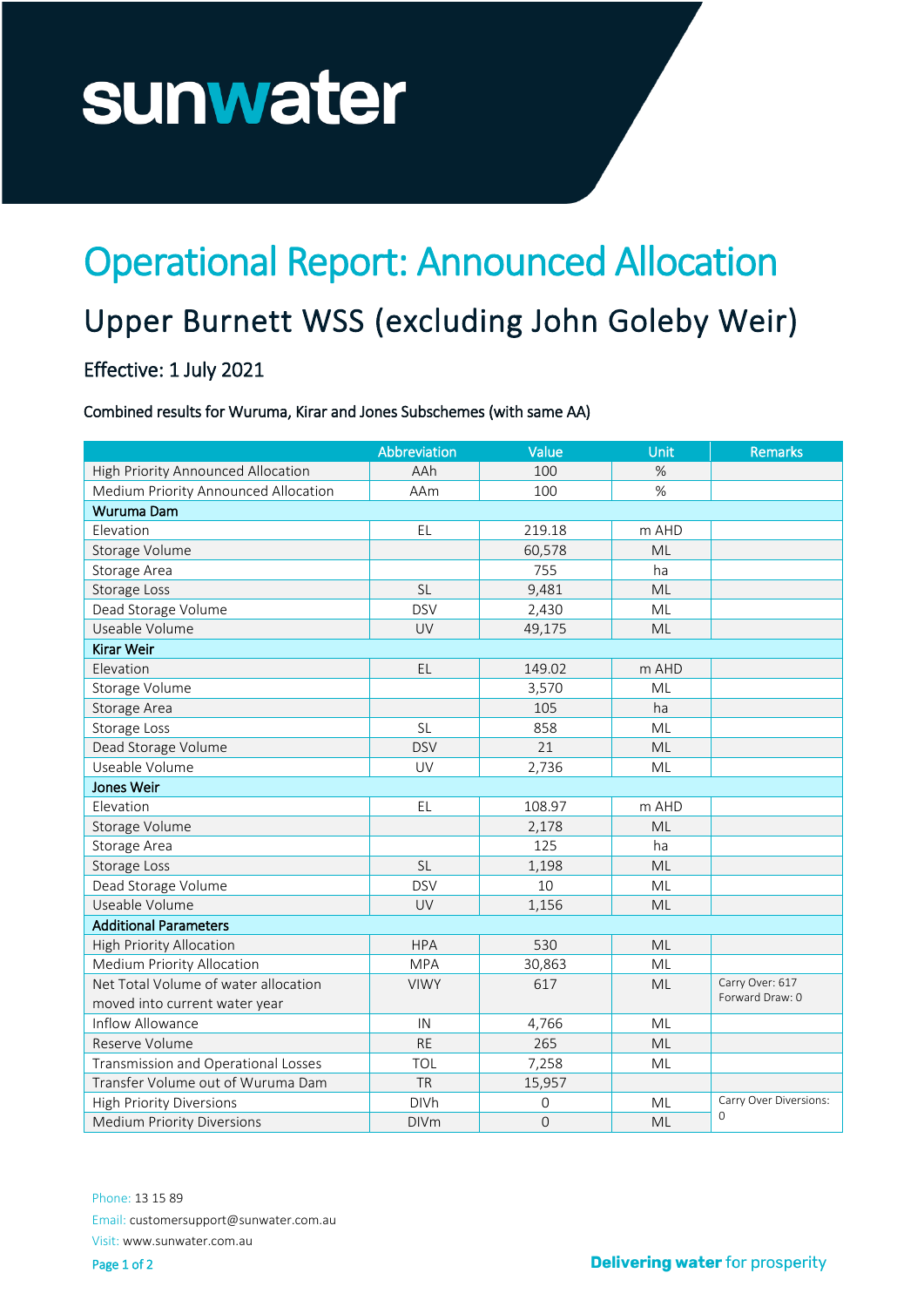# Operational Report: Announced Allocation

## Upper Burnett WSS (excluding John Goleby Weir)

### Effective: 1 July 2021

Combined results for Wuruma, Kirar and Jones Subschemes (with same AA)

| | Abbreviation | Value | Unit | Remarks |
|---|---|---|---|---|
| High Priority Announced Allocation | AAh | 100 | % | |
| Medium Priority Announced Allocation | AAm | 100 | % | |
| **Wuruma Dam** | | | | |
| Elevation | EL | 219.18 | m AHD | |
| Storage Volume | | 60,578 | ML | |
| Storage Area | | 755 | ha | |
| Storage Loss | SL | 9,481 | ML | |
| Dead Storage Volume | DSV | 2,430 | ML | |
| Useable Volume | UV | 49,175 | ML | |
| **Kirar Weir** | | | | |
| Elevation | EL | 149.02 | m AHD | |
| Storage Volume | | 3,570 | ML | |
| Storage Area | | 105 | ha | |
| Storage Loss | SL | 858 | ML | |
| Dead Storage Volume | DSV | 21 | ML | |
| Useable Volume | UV | 2,736 | ML | |
| **Jones Weir** | | | | |
| Elevation | EL | 108.97 | m AHD | |
| Storage Volume | | 2,178 | ML | |
| Storage Area | | 125 | ha | |
| Storage Loss | SL | 1,198 | ML | |
| Dead Storage Volume | DSV | 10 | ML | |
| Useable Volume | UV | 1,156 | ML | |
| **Additional Parameters** | | | | |
| High Priority Allocation | HPA | 530 | ML | |
| Medium Priority Allocation | MPA | 30,863 | ML | |
| Net Total Volume of water allocation moved into current water year | VIWY | 617 | ML | Carry Over: 617 Forward Draw: 0 |
| Inflow Allowance | IN | 4,766 | ML | |
| Reserve Volume | RE | 265 | ML | |
| Transmission and Operational Losses | TOL | 7,258 | ML | |
| Transfer Volume out of Wuruma Dam | TR | 15,957 | | |
| High Priority Diversions | DIVh | 0 | ML | Carry Over Diversions: 0 |
| Medium Priority Diversions | DIVm | 0 | ML | |

Phone: 13 15 89

Email: customersupport@sunwater.com.au

Visit: www.sunwater.com.au

Delivering water for prosperity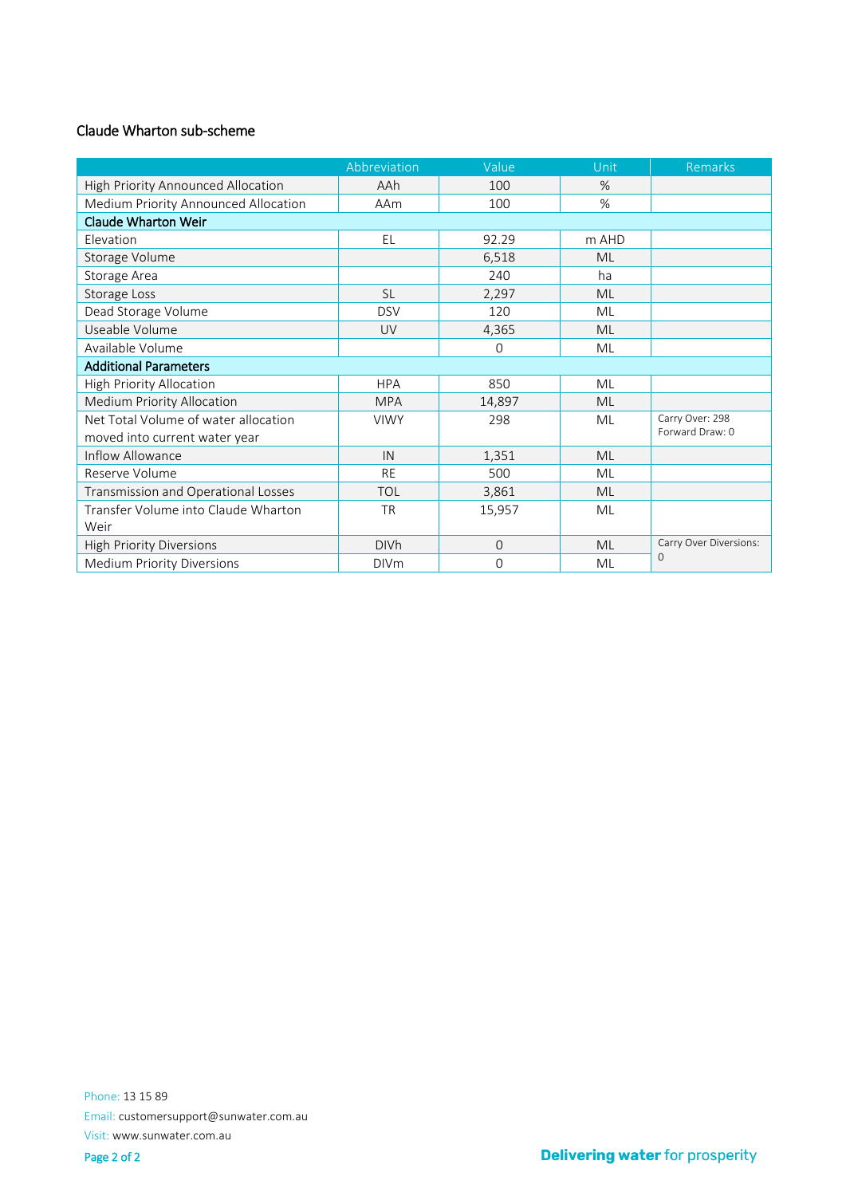## Claude Wharton sub-scheme

| | Abbreviation | Value | Unit | Remarks |
|---|---|---|---|---|
| High Priority Announced Allocation | AAh | 100 | % | |
| Medium Priority Announced Allocation | AAm | 100 | % | |
| **Claude Wharton Weir** | | | | |
| Elevation | EL | 92.29 | m AHD | |
| Storage Volume | | 6,518 | ML | |
| Storage Area | | 240 | ha | |
| Storage Loss | SL | 2,297 | ML | |
| Dead Storage Volume | DSV | 120 | ML | |
| Useable Volume | UV | 4,365 | ML | |
| Available Volume | | 0 | ML | |
| **Additional Parameters** | | | | |
| High Priority Allocation | HPA | 850 | ML | |
| Medium Priority Allocation | MPA | 14,897 | ML | |
| Net Total Volume of water allocation moved into current water year | VIWY | 298 | ML | Carry Over: 298 Forward Draw: 0 |
| Inflow Allowance | IN | 1,351 | ML | |
| Reserve Volume | RE | 500 | ML | |
| Transmission and Operational Losses | TOL | 3,861 | ML | |
| Transfer Volume into Claude Wharton Weir | TR | 15,957 | ML | |
| High Priority Diversions | DIVh | 0 | ML | Carry Over Diversions: 0 |
| Medium Priority Diversions | DIVm | 0 | ML | |

Phone: 13 15 89

Email: customersupport@sunwater.com.au

Visit: www.sunwater.com.au

**Delivering water** for prosperity